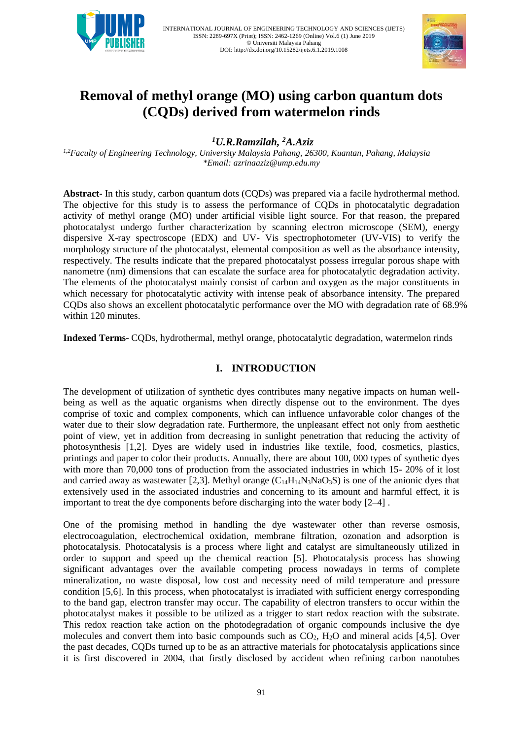# Removal of methyl orange (MO) using carbon quantum dots (CQDs) derived from watermelon rinds

***[1]U.R.Ramzilah, [2]A.Aziz***

*[1,2]Faculty of Engineering Technology, University Malaysia Pahang, 26300, Kuantan, Pahang, Malaysia*
*\*Email: azrinaaziz@ump.edu.my*

**Abstract**- In this study, carbon quantum dots (CQDs) was prepared via a facile hydrothermal method. The objective for this study is to assess the performance of CQDs in photocatalytic degradation activity of methyl orange (MO) under artificial visible light source. For that reason, the prepared photocatalyst undergo further characterization by scanning electron microscope (SEM), energy dispersive X-ray spectroscope (EDX) and UV- Vis spectrophotometer (UV-VIS) to verify the morphology structure of the photocatalyst, elemental composition as well as the absorbance intensity, respectively. The results indicate that the prepared photocatalyst possess irregular porous shape with nanometre (nm) dimensions that can escalate the surface area for photocatalytic degradation activity. The elements of the photocatalyst mainly consist of carbon and oxygen as the major constituents in which necessary for photocatalytic activity with intense peak of absorbance intensity. The prepared CQDs also shows an excellent photocatalytic performance over the MO with degradation rate of 68.9% within 120 minutes.

**Indexed Terms**- CQDs, hydrothermal, methyl orange, photocatalytic degradation, watermelon rinds

## I. INTRODUCTION

The development of utilization of synthetic dyes contributes many negative impacts on human well-being as well as the aquatic organisms when directly dispense out to the environment. The dyes comprise of toxic and complex components, which can influence unfavorable color changes of the water due to their slow degradation rate. Furthermore, the unpleasant effect not only from aesthetic point of view, yet in addition from decreasing in sunlight penetration that reducing the activity of photosynthesis [1,2]. Dyes are widely used in industries like textile, food, cosmetics, plastics, printings and paper to color their products. Annually, there are about 100, 000 types of synthetic dyes with more than 70,000 tons of production from the associated industries in which 15- 20% of it lost and carried away as wastewater [2,3]. Methyl orange ($C_{14}H_{14}N_3NaO_3S$) is one of the anionic dyes that extensively used in the associated industries and concerning to its amount and harmful effect, it is important to treat the dye components before discharging into the water body [2–4] .

One of the promising method in handling the dye wastewater other than reverse osmosis, electrocoagulation, electrochemical oxidation, membrane filtration, ozonation and adsorption is photocatalysis. Photocatalysis is a process where light and catalyst are simultaneously utilized in order to support and speed up the chemical reaction [5]. Photocatalysis process has showing significant advantages over the available competing process nowadays in terms of complete mineralization, no waste disposal, low cost and necessity need of mild temperature and pressure condition [5,6]. In this process, when photocatalyst is irradiated with sufficient energy corresponding to the band gap, electron transfer may occur. The capability of electron transfers to occur within the photocatalyst makes it possible to be utilized as a trigger to start redox reaction with the substrate. This redox reaction take action on the photodegradation of organic compounds inclusive the dye molecules and convert them into basic compounds such as $CO_2$, $H_2O$ and mineral acids [4,5]. Over the past decades, CQDs turned up to be as an attractive materials for photocatalysis applications since it is first discovered in 2004, that firstly disclosed by accident when refining carbon nanotubes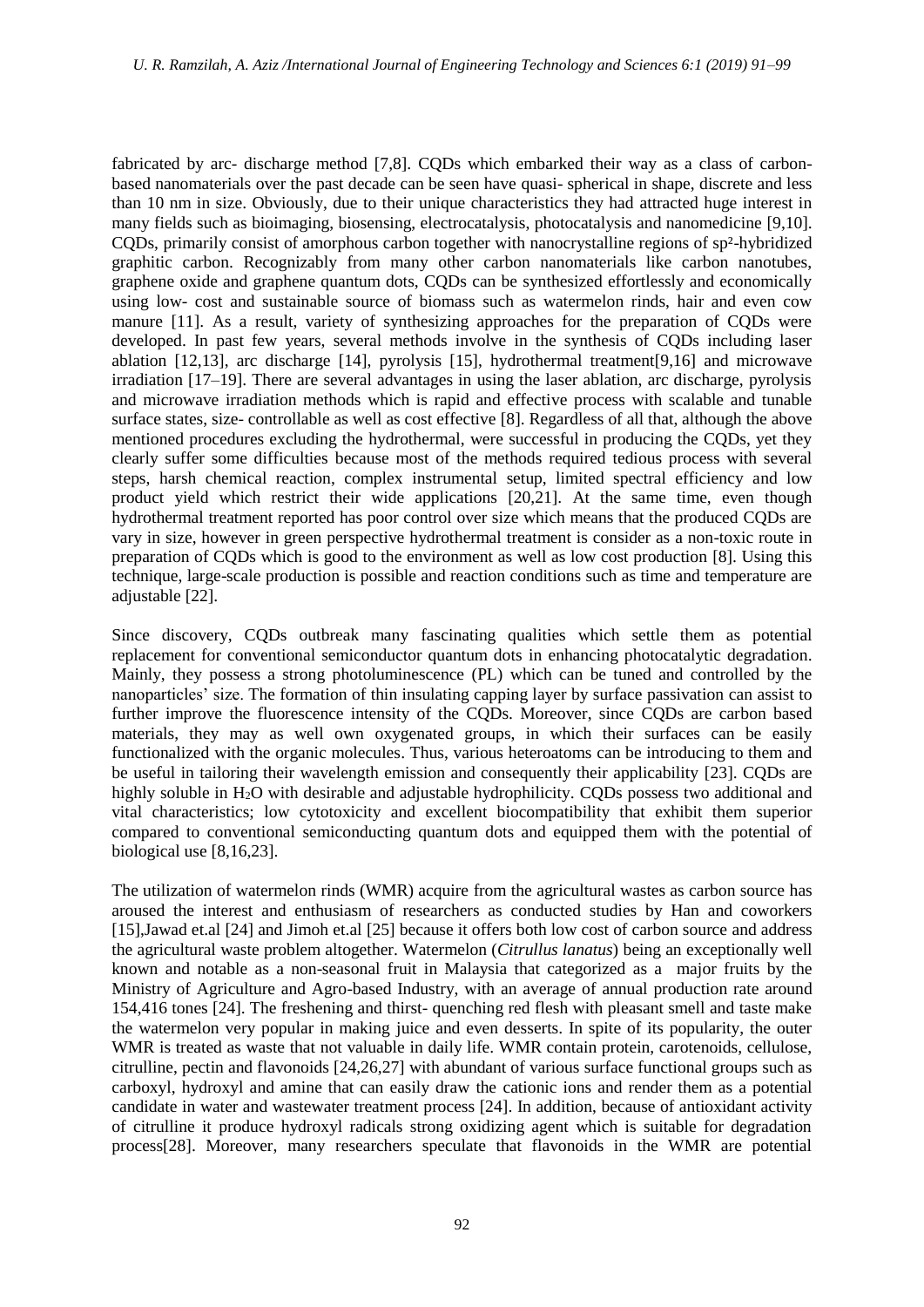fabricated by arc- discharge method [7,8]. CQDs which embarked their way as a class of carbon-based nanomaterials over the past decade can be seen have quasi- spherical in shape, discrete and less than 10 nm in size. Obviously, due to their unique characteristics they had attracted huge interest in many fields such as bioimaging, biosensing, electrocatalysis, photocatalysis and nanomedicine [9,10]. CQDs, primarily consist of amorphous carbon together with nanocrystalline regions of $sp^2$-hybridized graphitic carbon. Recognizably from many other carbon nanomaterials like carbon nanotubes, graphene oxide and graphene quantum dots, CQDs can be synthesized effortlessly and economically using low- cost and sustainable source of biomass such as watermelon rinds, hair and even cow manure [11]. As a result, variety of synthesizing approaches for the preparation of CQDs were developed. In past few years, several methods involve in the synthesis of CQDs including laser ablation [12,13], arc discharge [14], pyrolysis [15], hydrothermal treatment[9,16] and microwave irradiation [17–19]. There are several advantages in using the laser ablation, arc discharge, pyrolysis and microwave irradiation methods which is rapid and effective process with scalable and tunable surface states, size- controllable as well as cost effective [8]. Regardless of all that, although the above mentioned procedures excluding the hydrothermal, were successful in producing the CQDs, yet they clearly suffer some difficulties because most of the methods required tedious process with several steps, harsh chemical reaction, complex instrumental setup, limited spectral efficiency and low product yield which restrict their wide applications [20,21]. At the same time, even though hydrothermal treatment reported has poor control over size which means that the produced CQDs are vary in size, however in green perspective hydrothermal treatment is consider as a non-toxic route in preparation of CQDs which is good to the environment as well as low cost production [8]. Using this technique, large-scale production is possible and reaction conditions such as time and temperature are adjustable [22].

Since discovery, CQDs outbreak many fascinating qualities which settle them as potential replacement for conventional semiconductor quantum dots in enhancing photocatalytic degradation. Mainly, they possess a strong photoluminescence (PL) which can be tuned and controlled by the nanoparticles' size. The formation of thin insulating capping layer by surface passivation can assist to further improve the fluorescence intensity of the CQDs. Moreover, since CQDs are carbon based materials, they may as well own oxygenated groups, in which their surfaces can be easily functionalized with the organic molecules. Thus, various heteroatoms can be introducing to them and be useful in tailoring their wavelength emission and consequently their applicability [23]. CQDs are highly soluble in $H_2O$ with desirable and adjustable hydrophilicity. CQDs possess two additional and vital characteristics; low cytotoxicity and excellent biocompatibility that exhibit them superior compared to conventional semiconducting quantum dots and equipped them with the potential of biological use [8,16,23].

The utilization of watermelon rinds (WMR) acquire from the agricultural wastes as carbon source has aroused the interest and enthusiasm of researchers as conducted studies by Han and coworkers [15],Jawad et.al [24] and Jimoh et.al [25] because it offers both low cost of carbon source and address the agricultural waste problem altogether. Watermelon (*Citrullus lanatus*) being an exceptionally well known and notable as a non-seasonal fruit in Malaysia that categorized as a major fruits by the Ministry of Agriculture and Agro-based Industry, with an average of annual production rate around 154,416 tones [24]. The freshening and thirst- quenching red flesh with pleasant smell and taste make the watermelon very popular in making juice and even desserts. In spite of its popularity, the outer WMR is treated as waste that not valuable in daily life. WMR contain protein, carotenoids, cellulose, citrulline, pectin and flavonoids [24,26,27] with abundant of various surface functional groups such as carboxyl, hydroxyl and amine that can easily draw the cationic ions and render them as a potential candidate in water and wastewater treatment process [24]. In addition, because of antioxidant activity of citrulline it produce hydroxyl radicals strong oxidizing agent which is suitable for degradation process[28]. Moreover, many researchers speculate that flavonoids in the WMR are potential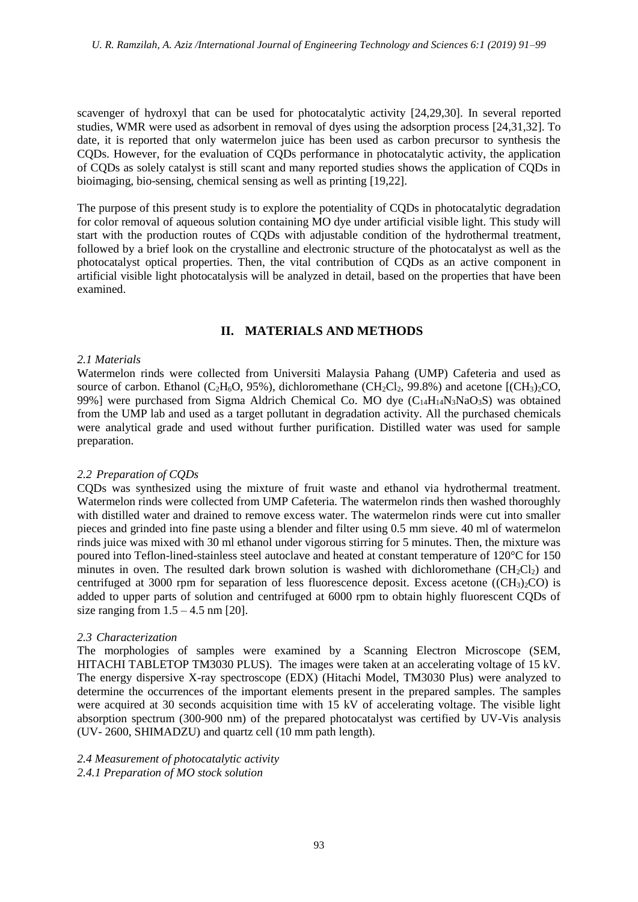scavenger of hydroxyl that can be used for photocatalytic activity [24,29,30]. In several reported studies, WMR were used as adsorbent in removal of dyes using the adsorption process [24,31,32]. To date, it is reported that only watermelon juice has been used as carbon precursor to synthesis the CQDs. However, for the evaluation of CQDs performance in photocatalytic activity, the application of CQDs as solely catalyst is still scant and many reported studies shows the application of CQDs in bioimaging, bio-sensing, chemical sensing as well as printing [19,22].

The purpose of this present study is to explore the potentiality of CQDs in photocatalytic degradation for color removal of aqueous solution containing MO dye under artificial visible light. This study will start with the production routes of CQDs with adjustable condition of the hydrothermal treatment, followed by a brief look on the crystalline and electronic structure of the photocatalyst as well as the photocatalyst optical properties. Then, the vital contribution of CQDs as an active component in artificial visible light photocatalysis will be analyzed in detail, based on the properties that have been examined.

## II. MATERIALS AND METHODS

### *2.1 Materials*

Watermelon rinds were collected from Universiti Malaysia Pahang (UMP) Cafeteria and used as source of carbon. Ethanol ($C_2H_6O$, 95%), dichloromethane ($CH_2Cl_2$, 99.8%) and acetone [$(CH_3)_2CO$, 99%] were purchased from Sigma Aldrich Chemical Co. MO dye ($C_{14}H_{14}N_3NaO_3S$) was obtained from the UMP lab and used as a target pollutant in degradation activity. All the purchased chemicals were analytical grade and used without further purification. Distilled water was used for sample preparation.

### *2.2 Preparation of CQDs*

CQDs was synthesized using the mixture of fruit waste and ethanol via hydrothermal treatment. Watermelon rinds were collected from UMP Cafeteria. The watermelon rinds then washed thoroughly with distilled water and drained to remove excess water. The watermelon rinds were cut into smaller pieces and grinded into fine paste using a blender and filter using 0.5 mm sieve. 40 ml of watermelon rinds juice was mixed with 30 ml ethanol under vigorous stirring for 5 minutes. Then, the mixture was poured into Teflon-lined-stainless steel autoclave and heated at constant temperature of 120°C for 150 minutes in oven. The resulted dark brown solution is washed with dichloromethane ($CH_2Cl_2$) and centrifuged at 3000 rpm for separation of less fluorescence deposit. Excess acetone ($(CH_3)_2CO$) is added to upper parts of solution and centrifuged at 6000 rpm to obtain highly fluorescent CQDs of size ranging from 1.5 – 4.5 nm [20].

### *2.3 Characterization*

The morphologies of samples were examined by a Scanning Electron Microscope (SEM, HITACHI TABLETOP TM3030 PLUS). The images were taken at an accelerating voltage of 15 kV. The energy dispersive X-ray spectroscope (EDX) (Hitachi Model, TM3030 Plus) were analyzed to determine the occurrences of the important elements present in the prepared samples. The samples were acquired at 30 seconds acquisition time with 15 kV of accelerating voltage. The visible light absorption spectrum (300-900 nm) of the prepared photocatalyst was certified by UV-Vis analysis (UV- 2600, SHIMADZU) and quartz cell (10 mm path length).

### *2.4 Measurement of photocatalytic activity*

#### *2.4.1 Preparation of MO stock solution*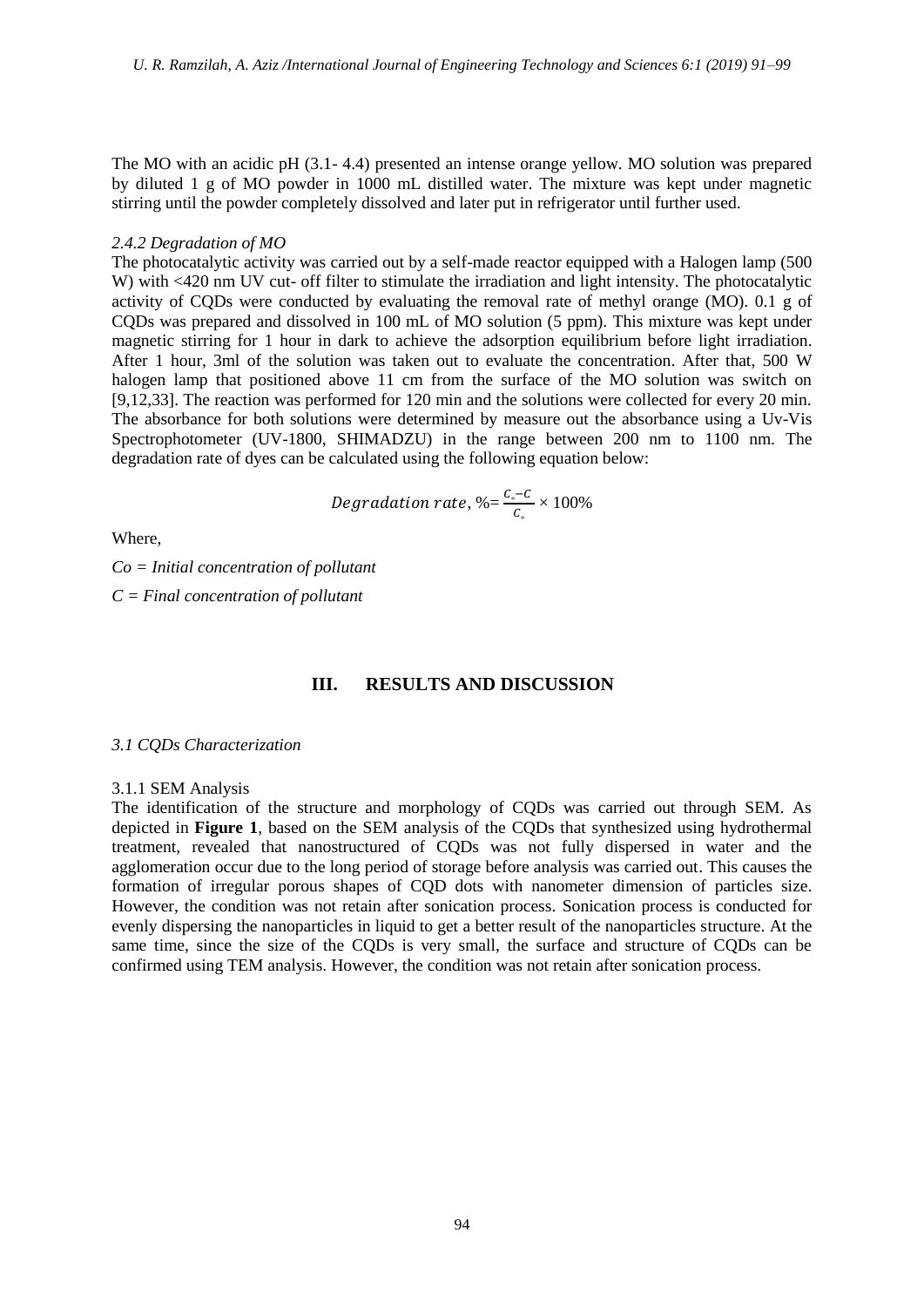The MO with an acidic pH (3.1- 4.4) presented an intense orange yellow. MO solution was prepared by diluted 1 g of MO powder in 1000 mL distilled water. The mixture was kept under magnetic stirring until the powder completely dissolved and later put in refrigerator until further used.

### *2.4.2 Degradation of MO*

The photocatalytic activity was carried out by a self-made reactor equipped with a Halogen lamp (500 W) with <420 nm UV cut- off filter to stimulate the irradiation and light intensity. The photocatalytic activity of CQDs were conducted by evaluating the removal rate of methyl orange (MO). 0.1 g of CQDs was prepared and dissolved in 100 mL of MO solution (5 ppm). This mixture was kept under magnetic stirring for 1 hour in dark to achieve the adsorption equilibrium before light irradiation. After 1 hour, 3ml of the solution was taken out to evaluate the concentration. After that, 500 W halogen lamp that positioned above 11 cm from the surface of the MO solution was switch on [9,12,33]. The reaction was performed for 120 min and the solutions were collected for every 20 min. The absorbance for both solutions were determined by measure out the absorbance using a Uv-Vis Spectrophotometer (UV-1800, SHIMADZU) in the range between 200 nm to 1100 nm. The degradation rate of dyes can be calculated using the following equation below:

$$Degradation\ rate, \% = \frac{C_{\circ} - C}{C_{\circ}} \times 100\%$$

Where,

*Co = Initial concentration of pollutant*

*C = Final concentration of pollutant*

## III. RESULTS AND DISCUSSION

### *3.1 CQDs Characterization*

#### 3.1.1 SEM Analysis

The identification of the structure and morphology of CQDs was carried out through SEM. As depicted in **Figure 1**, based on the SEM analysis of the CQDs that synthesized using hydrothermal treatment, revealed that nanostructured of CQDs was not fully dispersed in water and the agglomeration occur due to the long period of storage before analysis was carried out. This causes the formation of irregular porous shapes of CQD dots with nanometer dimension of particles size. However, the condition was not retain after sonication process. Sonication process is conducted for evenly dispersing the nanoparticles in liquid to get a better result of the nanoparticles structure. At the same time, since the size of the CQDs is very small, the surface and structure of CQDs can be confirmed using TEM analysis. However, the condition was not retain after sonication process.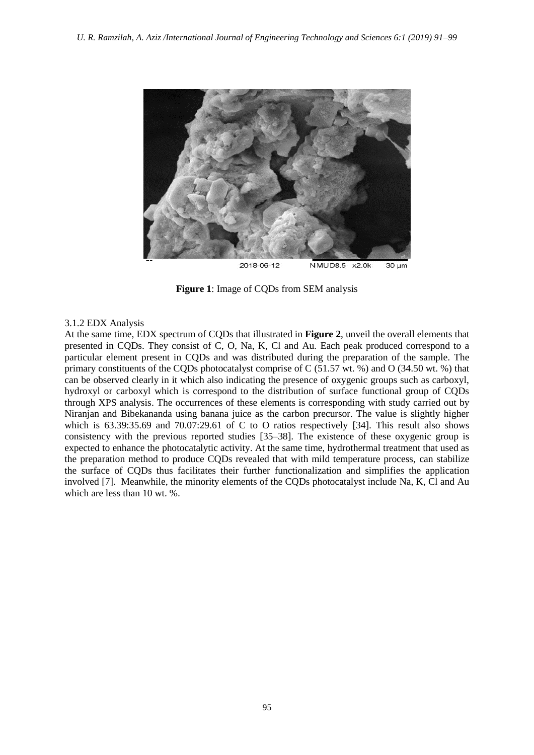2018-06-12 NMUD8.5 x2.0k 30 µm

**Figure 1**: Image of CQDs from SEM analysis

### 3.1.2 EDX Analysis

At the same time, EDX spectrum of CQDs that illustrated in **Figure 2**, unveil the overall elements that presented in CQDs. They consist of C, O, Na, K, Cl and Au. Each peak produced correspond to a particular element present in CQDs and was distributed during the preparation of the sample. The primary constituents of the CQDs photocatalyst comprise of C (51.57 wt. %) and O (34.50 wt. %) that can be observed clearly in it which also indicating the presence of oxygenic groups such as carboxyl, hydroxyl or carboxyl which is correspond to the distribution of surface functional group of CQDs through XPS analysis. The occurrences of these elements is corresponding with study carried out by Niranjan and Bibekananda using banana juice as the carbon precursor. The value is slightly higher which is 63.39:35.69 and 70.07:29.61 of C to O ratios respectively [34]. This result also shows consistency with the previous reported studies [35–38]. The existence of these oxygenic group is expected to enhance the photocatalytic activity. At the same time, hydrothermal treatment that used as the preparation method to produce CQDs revealed that with mild temperature process, can stabilize the surface of CQDs thus facilitates their further functionalization and simplifies the application involved [7]. Meanwhile, the minority elements of the CQDs photocatalyst include Na, K, Cl and Au which are less than 10 wt. %.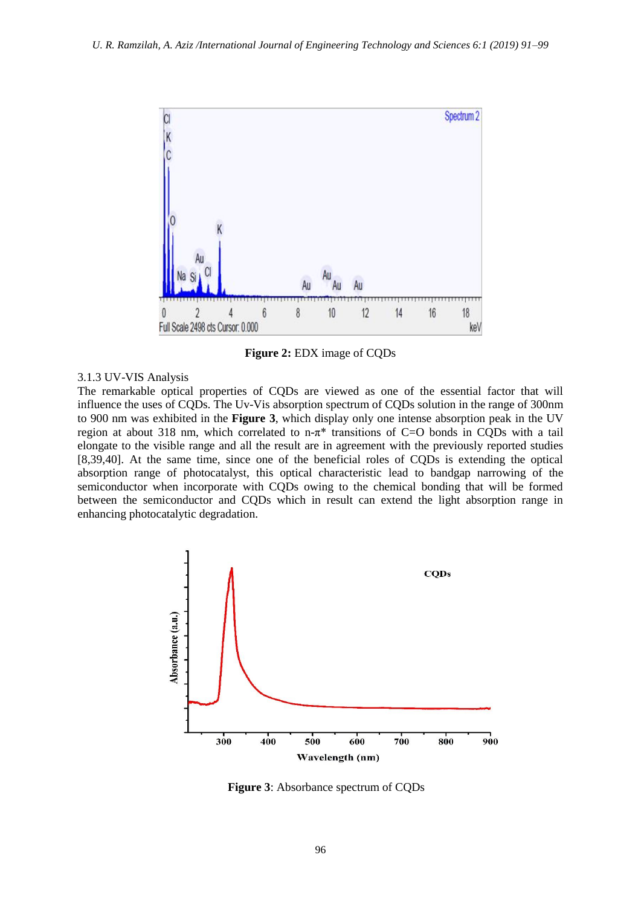**Figure 2:** EDX image of CQDs

### 3.1.3 UV-VIS Analysis

The remarkable optical properties of CQDs are viewed as one of the essential factor that will influence the uses of CQDs. The Uv-Vis absorption spectrum of CQDs solution in the range of 300nm to 900 nm was exhibited in the **Figure 3**, which display only one intense absorption peak in the UV region at about 318 nm, which correlated to n-$\pi^*$ transitions of C=O bonds in CQDs with a tail elongate to the visible range and all the result are in agreement with the previously reported studies [8,39,40]. At the same time, since one of the beneficial roles of CQDs is extending the optical absorption range of photocatalyst, this optical characteristic lead to bandgap narrowing of the semiconductor when incorporate with CQDs owing to the chemical bonding that will be formed between the semiconductor and CQDs which in result can extend the light absorption range in enhancing photocatalytic degradation.

**Figure 3**: Absorbance spectrum of CQDs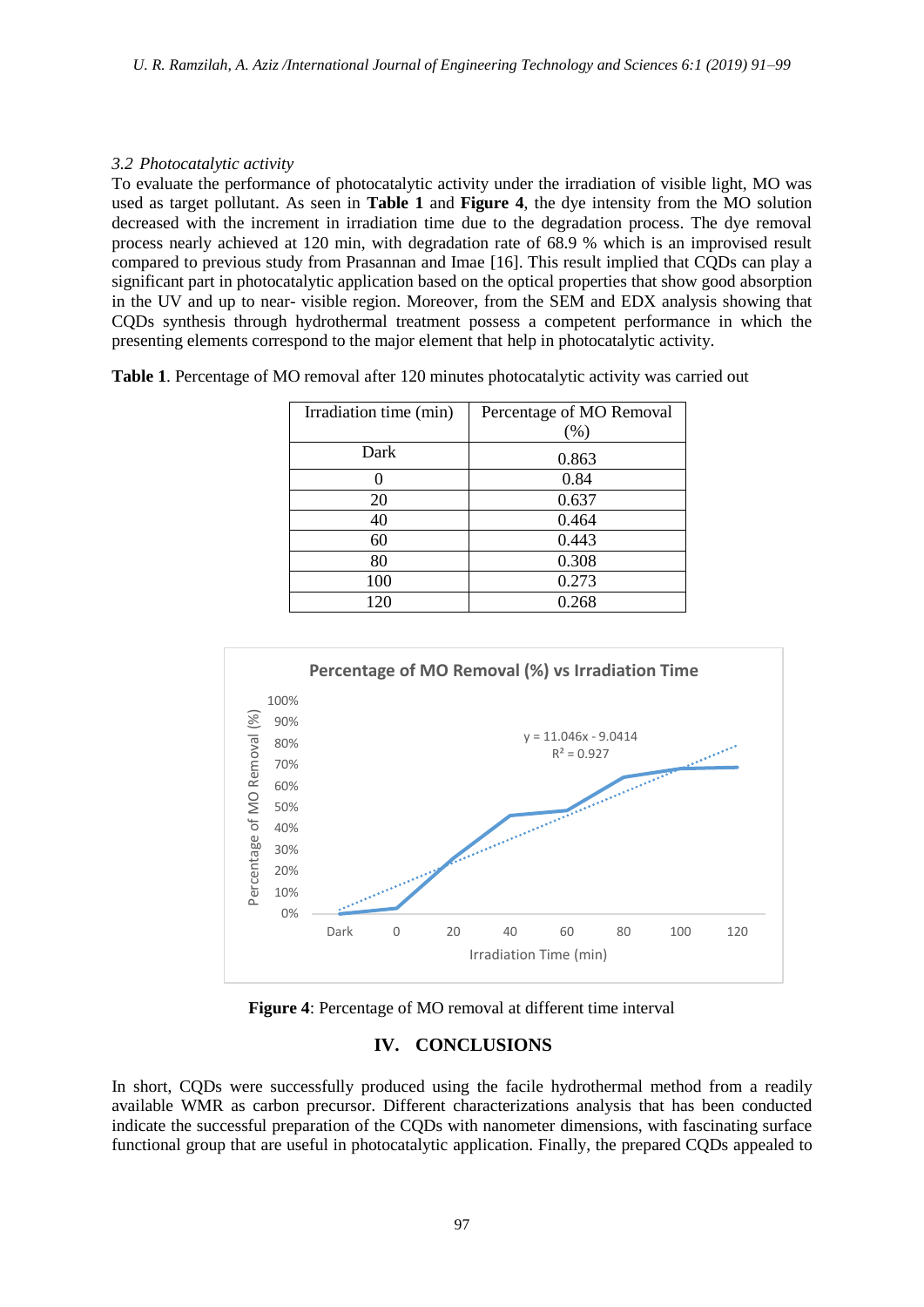### 3.2 *Photocatalytic activity*

To evaluate the performance of photocatalytic activity under the irradiation of visible light, MO was used as target pollutant. As seen in **Table 1** and **Figure 4**, the dye intensity from the MO solution decreased with the increment in irradiation time due to the degradation process. The dye removal process nearly achieved at 120 min, with degradation rate of 68.9 % which is an improvised result compared to previous study from Prasannan and Imae [16]. This result implied that CQDs can play a significant part in photocatalytic application based on the optical properties that show good absorption in the UV and up to near- visible region. Moreover, from the SEM and EDX analysis showing that CQDs synthesis through hydrothermal treatment possess a competent performance in which the presenting elements correspond to the major element that help in photocatalytic activity.

**Table 1**. Percentage of MO removal after 120 minutes photocatalytic activity was carried out

| Irradiation time (min) | Percentage of MO Removal (%) |
|---|---|
| Dark | 0.863 |
| 0 | 0.84 |
| 20 | 0.637 |
| 40 | 0.464 |
| 60 | 0.443 |
| 80 | 0.308 |
| 100 | 0.273 |
| 120 | 0.268 |

**Figure 4**: Percentage of MO removal at different time interval

## IV. CONCLUSIONS

In short, CQDs were successfully produced using the facile hydrothermal method from a readily available WMR as carbon precursor. Different characterizations analysis that has been conducted indicate the successful preparation of the CQDs with nanometer dimensions, with fascinating surface functional group that are useful in photocatalytic application. Finally, the prepared CQDs appealed to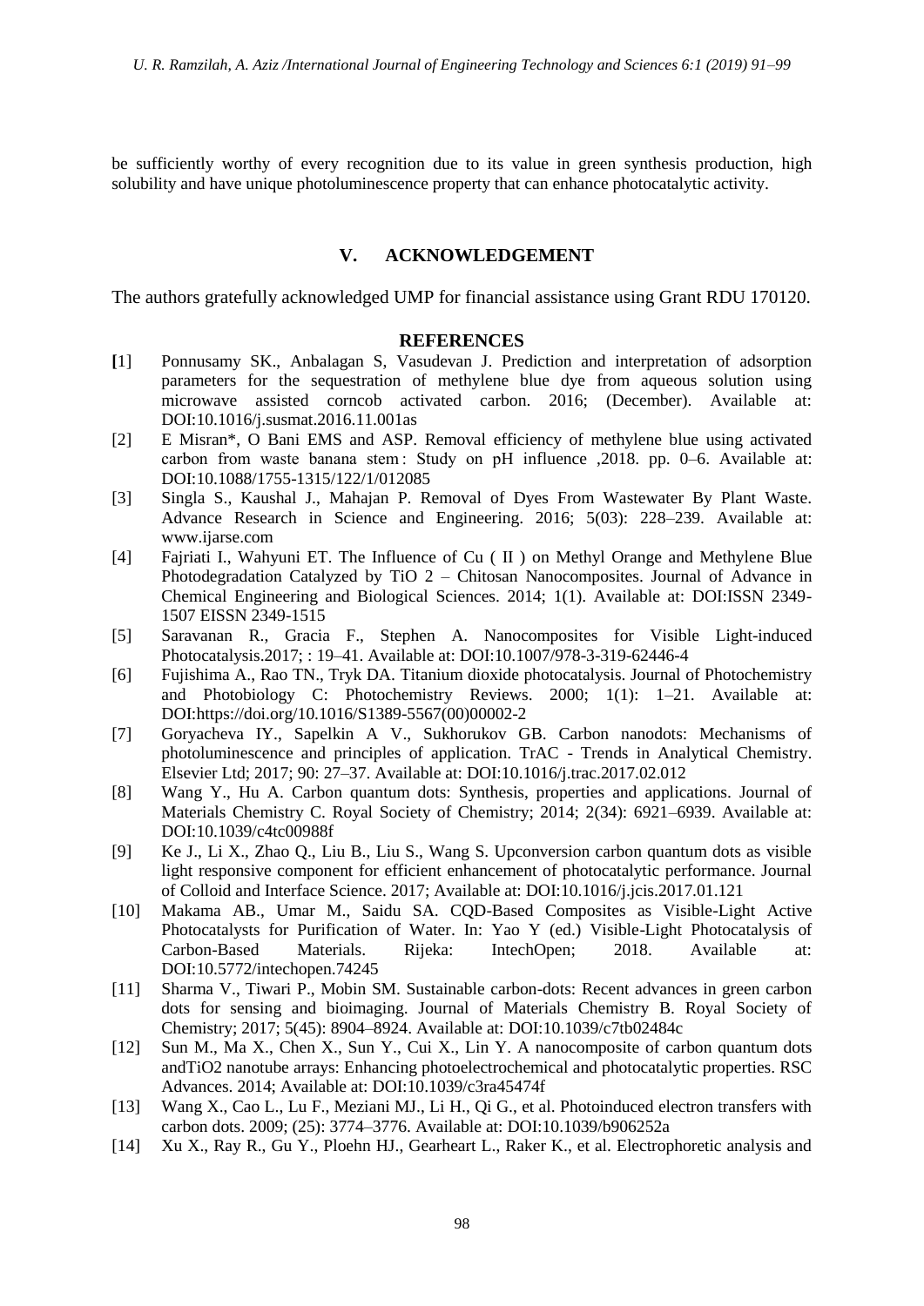be sufficiently worthy of every recognition due to its value in green synthesis production, high solubility and have unique photoluminescence property that can enhance photocatalytic activity.

## V. ACKNOWLEDGEMENT

The authors gratefully acknowledged UMP for financial assistance using Grant RDU 170120.

## REFERENCES

[1] Ponnusamy SK., Anbalagan S, Vasudevan J. Prediction and interpretation of adsorption parameters for the sequestration of methylene blue dye from aqueous solution using microwave assisted corncob activated carbon. 2016; (December). Available at: DOI:10.1016/j.susmat.2016.11.001as

[2] E Misran*, O Bani EMS and ASP. Removal efficiency of methylene blue using activated carbon from waste banana stem : Study on pH influence ,2018. pp. 0–6. Available at: DOI:10.1088/1755-1315/122/1/012085

[3] Singla S., Kaushal J., Mahajan P. Removal of Dyes From Wastewater By Plant Waste. Advance Research in Science and Engineering. 2016; 5(03): 228–239. Available at: www.ijarse.com

[4] Fajriati I., Wahyuni ET. The Influence of Cu ( II ) on Methyl Orange and Methylene Blue Photodegradation Catalyzed by TiO 2 – Chitosan Nanocomposites. Journal of Advance in Chemical Engineering and Biological Sciences. 2014; 1(1). Available at: DOI:ISSN 2349-1507 EISSN 2349-1515

[5] Saravanan R., Gracia F., Stephen A. Nanocomposites for Visible Light-induced Photocatalysis.2017; : 19–41. Available at: DOI:10.1007/978-3-319-62446-4

[6] Fujishima A., Rao TN., Tryk DA. Titanium dioxide photocatalysis. Journal of Photochemistry and Photobiology C: Photochemistry Reviews. 2000; 1(1): 1–21. Available at: DOI:https://doi.org/10.1016/S1389-5567(00)00002-2

[7] Goryacheva IY., Sapelkin A V., Sukhorukov GB. Carbon nanodots: Mechanisms of photoluminescence and principles of application. TrAC - Trends in Analytical Chemistry. Elsevier Ltd; 2017; 90: 27–37. Available at: DOI:10.1016/j.trac.2017.02.012

[8] Wang Y., Hu A. Carbon quantum dots: Synthesis, properties and applications. Journal of Materials Chemistry C. Royal Society of Chemistry; 2014; 2(34): 6921–6939. Available at: DOI:10.1039/c4tc00988f

[9] Ke J., Li X., Zhao Q., Liu B., Liu S., Wang S. Upconversion carbon quantum dots as visible light responsive component for efficient enhancement of photocatalytic performance. Journal of Colloid and Interface Science. 2017; Available at: DOI:10.1016/j.jcis.2017.01.121

[10] Makama AB., Umar M., Saidu SA. CQD-Based Composites as Visible-Light Active Photocatalysts for Purification of Water. In: Yao Y (ed.) Visible-Light Photocatalysis of Carbon-Based Materials. Rijeka: IntechOpen; 2018. Available at: DOI:10.5772/intechopen.74245

[11] Sharma V., Tiwari P., Mobin SM. Sustainable carbon-dots: Recent advances in green carbon dots for sensing and bioimaging. Journal of Materials Chemistry B. Royal Society of Chemistry; 2017; 5(45): 8904–8924. Available at: DOI:10.1039/c7tb02484c

[12] Sun M., Ma X., Chen X., Sun Y., Cui X., Lin Y. A nanocomposite of carbon quantum dots andTiO2 nanotube arrays: Enhancing photoelectrochemical and photocatalytic properties. RSC Advances. 2014; Available at: DOI:10.1039/c3ra45474f

[13] Wang X., Cao L., Lu F., Meziani MJ., Li H., Qi G., et al. Photoinduced electron transfers with carbon dots. 2009; (25): 3774–3776. Available at: DOI:10.1039/b906252a

[14] Xu X., Ray R., Gu Y., Ploehn HJ., Gearheart L., Raker K., et al. Electrophoretic analysis and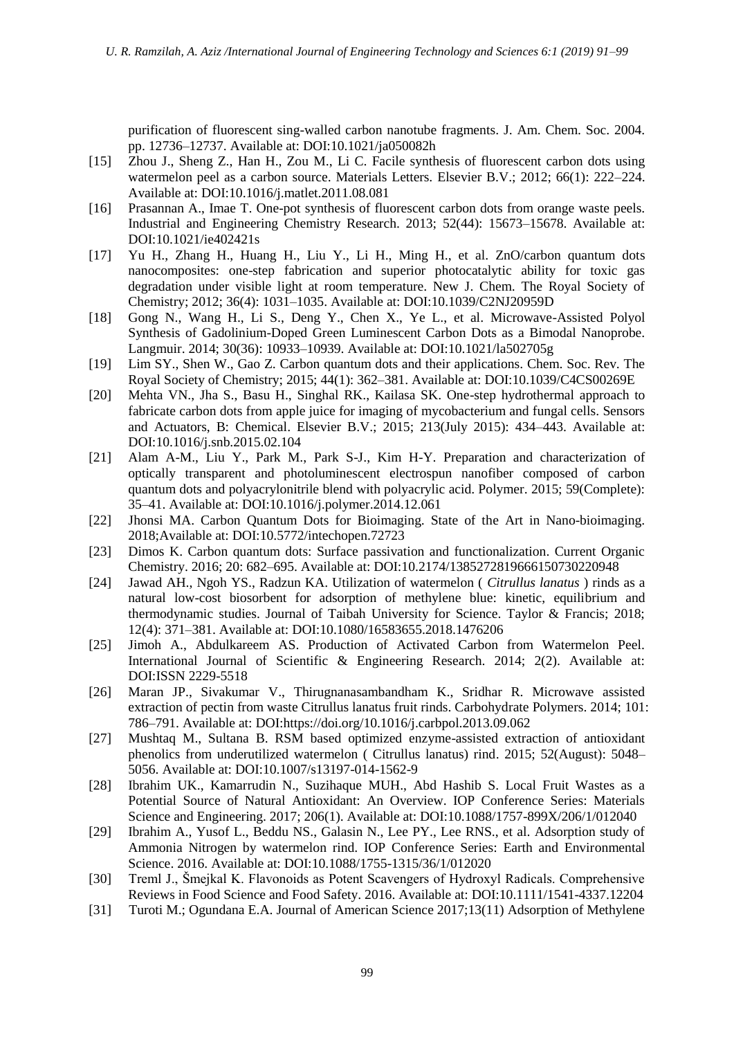purification of fluorescent sing-walled carbon nanotube fragments. J. Am. Chem. Soc. 2004. pp. 12736–12737. Available at: DOI:10.1021/ja050082h

[15] Zhou J., Sheng Z., Han H., Zou M., Li C. Facile synthesis of fluorescent carbon dots using watermelon peel as a carbon source. Materials Letters. Elsevier B.V.; 2012; 66(1): 222–224. Available at: DOI:10.1016/j.matlet.2011.08.081

[16] Prasannan A., Imae T. One-pot synthesis of fluorescent carbon dots from orange waste peels. Industrial and Engineering Chemistry Research. 2013; 52(44): 15673–15678. Available at: DOI:10.1021/ie402421s

[17] Yu H., Zhang H., Huang H., Liu Y., Li H., Ming H., et al. ZnO/carbon quantum dots nanocomposites: one-step fabrication and superior photocatalytic ability for toxic gas degradation under visible light at room temperature. New J. Chem. The Royal Society of Chemistry; 2012; 36(4): 1031–1035. Available at: DOI:10.1039/C2NJ20959D

[18] Gong N., Wang H., Li S., Deng Y., Chen X., Ye L., et al. Microwave-Assisted Polyol Synthesis of Gadolinium-Doped Green Luminescent Carbon Dots as a Bimodal Nanoprobe. Langmuir. 2014; 30(36): 10933–10939. Available at: DOI:10.1021/la502705g

[19] Lim SY., Shen W., Gao Z. Carbon quantum dots and their applications. Chem. Soc. Rev. The Royal Society of Chemistry; 2015; 44(1): 362–381. Available at: DOI:10.1039/C4CS00269E

[20] Mehta VN., Jha S., Basu H., Singhal RK., Kailasa SK. One-step hydrothermal approach to fabricate carbon dots from apple juice for imaging of mycobacterium and fungal cells. Sensors and Actuators, B: Chemical. Elsevier B.V.; 2015; 213(July 2015): 434–443. Available at: DOI:10.1016/j.snb.2015.02.104

[21] Alam A-M., Liu Y., Park M., Park S-J., Kim H-Y. Preparation and characterization of optically transparent and photoluminescent electrospun nanofiber composed of carbon quantum dots and polyacrylonitrile blend with polyacrylic acid. Polymer. 2015; 59(Complete): 35–41. Available at: DOI:10.1016/j.polymer.2014.12.061

[22] Jhonsi MA. Carbon Quantum Dots for Bioimaging. State of the Art in Nano-bioimaging. 2018;Available at: DOI:10.5772/intechopen.72723

[23] Dimos K. Carbon quantum dots: Surface passivation and functionalization. Current Organic Chemistry. 2016; 20: 682–695. Available at: DOI:10.2174/1385272819666150730220948

[24] Jawad AH., Ngoh YS., Radzun KA. Utilization of watermelon ( *Citrullus lanatus* ) rinds as a natural low-cost biosorbent for adsorption of methylene blue: kinetic, equilibrium and thermodynamic studies. Journal of Taibah University for Science. Taylor & Francis; 2018; 12(4): 371–381. Available at: DOI:10.1080/16583655.2018.1476206

[25] Jimoh A., Abdulkareem AS. Production of Activated Carbon from Watermelon Peel. International Journal of Scientific & Engineering Research. 2014; 2(2). Available at: DOI:ISSN 2229-5518

[26] Maran JP., Sivakumar V., Thirugnanasambandham K., Sridhar R. Microwave assisted extraction of pectin from waste Citrullus lanatus fruit rinds. Carbohydrate Polymers. 2014; 101: 786–791. Available at: DOI:https://doi.org/10.1016/j.carbpol.2013.09.062

[27] Mushtaq M., Sultana B. RSM based optimized enzyme-assisted extraction of antioxidant phenolics from underutilized watermelon ( Citrullus lanatus) rind. 2015; 52(August): 5048–5056. Available at: DOI:10.1007/s13197-014-1562-9

[28] Ibrahim UK., Kamarrudin N., Suzihaque MUH., Abd Hashib S. Local Fruit Wastes as a Potential Source of Natural Antioxidant: An Overview. IOP Conference Series: Materials Science and Engineering. 2017; 206(1). Available at: DOI:10.1088/1757-899X/206/1/012040

[29] Ibrahim A., Yusof L., Beddu NS., Galasin N., Lee PY., Lee RNS., et al. Adsorption study of Ammonia Nitrogen by watermelon rind. IOP Conference Series: Earth and Environmental Science. 2016. Available at: DOI:10.1088/1755-1315/36/1/012020

[30] Treml J., Šmejkal K. Flavonoids as Potent Scavengers of Hydroxyl Radicals. Comprehensive Reviews in Food Science and Food Safety. 2016. Available at: DOI:10.1111/1541-4337.12204

[31] Turoti M.; Ogundana E.A. Journal of American Science 2017;13(11) Adsorption of Methylene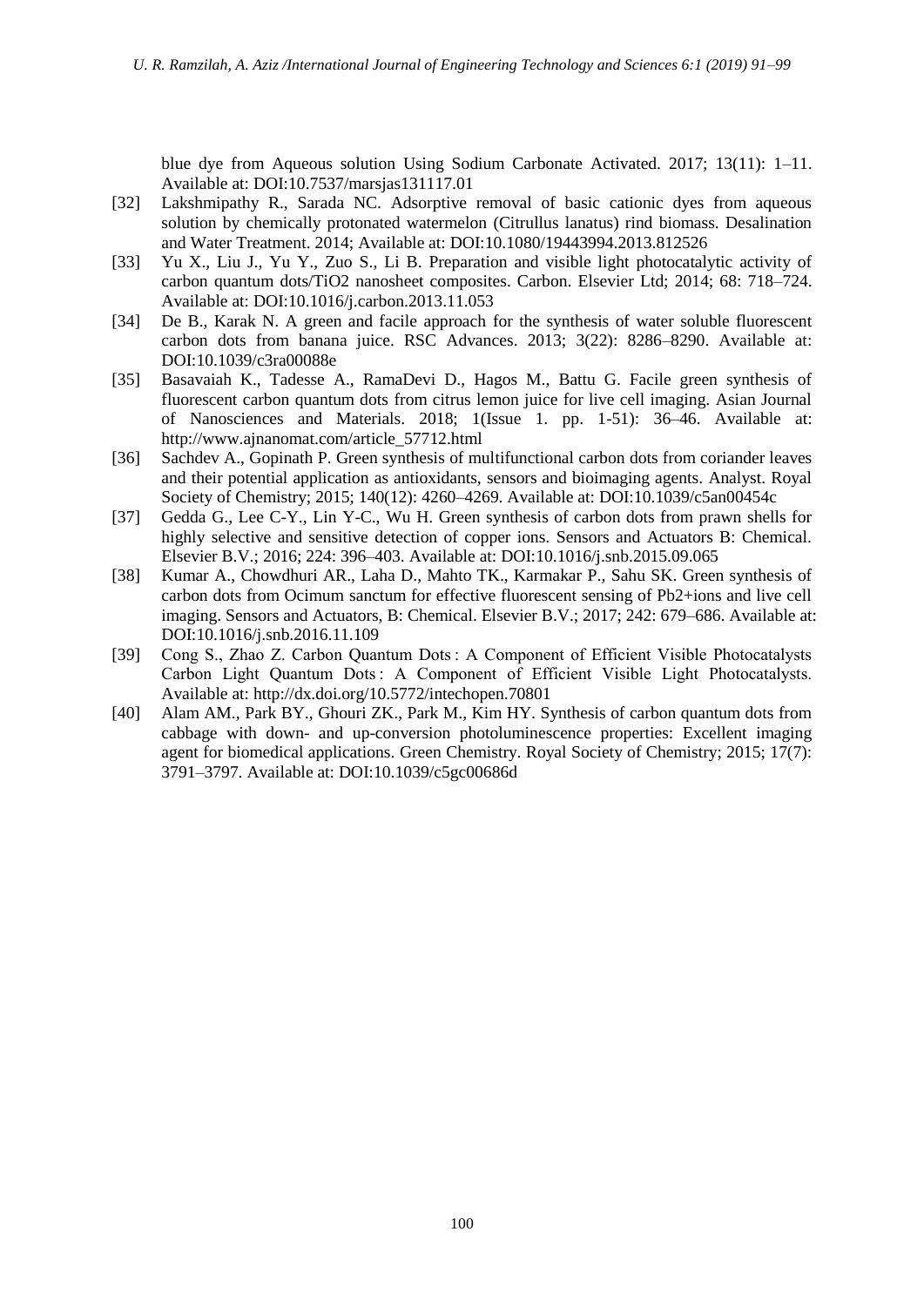blue dye from Aqueous solution Using Sodium Carbonate Activated. 2017; 13(11): 1–11. Available at: DOI:10.7537/marsjas131117.01

[32] Lakshmipathy R., Sarada NC. Adsorptive removal of basic cationic dyes from aqueous solution by chemically protonated watermelon (Citrullus lanatus) rind biomass. Desalination and Water Treatment. 2014; Available at: DOI:10.1080/19443994.2013.812526

[33] Yu X., Liu J., Yu Y., Zuo S., Li B. Preparation and visible light photocatalytic activity of carbon quantum dots/TiO2 nanosheet composites. Carbon. Elsevier Ltd; 2014; 68: 718–724. Available at: DOI:10.1016/j.carbon.2013.11.053

[34] De B., Karak N. A green and facile approach for the synthesis of water soluble fluorescent carbon dots from banana juice. RSC Advances. 2013; 3(22): 8286–8290. Available at: DOI:10.1039/c3ra00088e

[35] Basavaiah K., Tadesse A., RamaDevi D., Hagos M., Battu G. Facile green synthesis of fluorescent carbon quantum dots from citrus lemon juice for live cell imaging. Asian Journal of Nanosciences and Materials. 2018; 1(Issue 1. pp. 1-51): 36–46. Available at: http://www.ajnanomat.com/article_57712.html

[36] Sachdev A., Gopinath P. Green synthesis of multifunctional carbon dots from coriander leaves and their potential application as antioxidants, sensors and bioimaging agents. Analyst. Royal Society of Chemistry; 2015; 140(12): 4260–4269. Available at: DOI:10.1039/c5an00454c

[37] Gedda G., Lee C-Y., Lin Y-C., Wu H. Green synthesis of carbon dots from prawn shells for highly selective and sensitive detection of copper ions. Sensors and Actuators B: Chemical. Elsevier B.V.; 2016; 224: 396–403. Available at: DOI:10.1016/j.snb.2015.09.065

[38] Kumar A., Chowdhuri AR., Laha D., Mahto TK., Karmakar P., Sahu SK. Green synthesis of carbon dots from Ocimum sanctum for effective fluorescent sensing of Pb2+ions and live cell imaging. Sensors and Actuators, B: Chemical. Elsevier B.V.; 2017; 242: 679–686. Available at: DOI:10.1016/j.snb.2016.11.109

[39] Cong S., Zhao Z. Carbon Quantum Dots : A Component of Efficient Visible Photocatalysts Carbon Light Quantum Dots : A Component of Efficient Visible Light Photocatalysts. Available at: http://dx.doi.org/10.5772/intechopen.70801

[40] Alam AM., Park BY., Ghouri ZK., Park M., Kim HY. Synthesis of carbon quantum dots from cabbage with down- and up-conversion photoluminescence properties: Excellent imaging agent for biomedical applications. Green Chemistry. Royal Society of Chemistry; 2015; 17(7): 3791–3797. Available at: DOI:10.1039/c5gc00686d